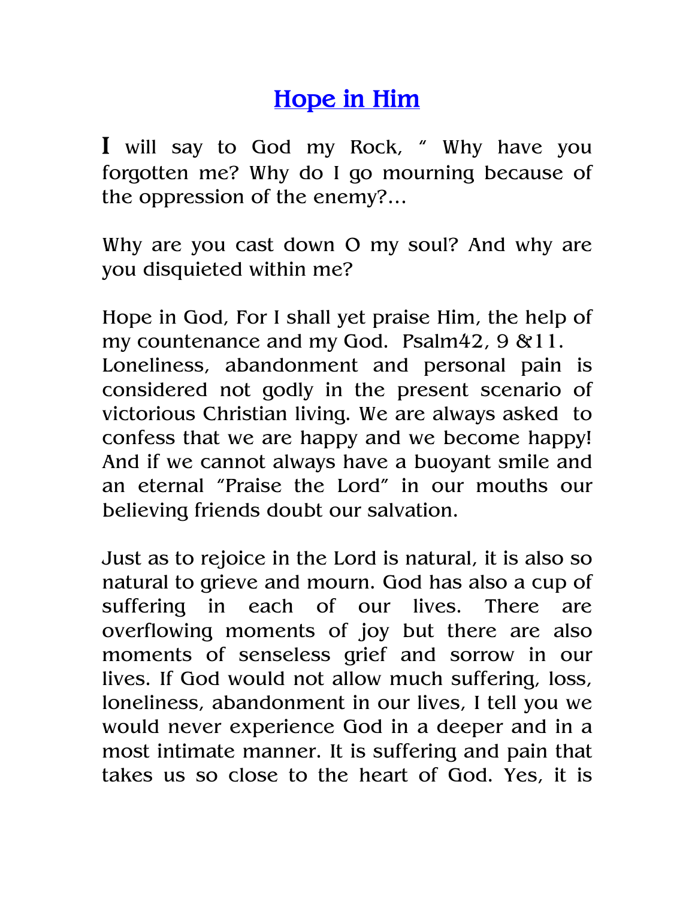# Hope in Him

I will say to God my Rock, " Why have you forgotten me? Why do I go mourning because of the oppression of the enemy?...

Why are you cast down O my soul? And why are you disquieted within me?

Hope in God, For I shall yet praise Him, the help of my countenance and my God. Psalm42, 9 &11.
Loneliness, abandonment and personal pain is considered not godly in the present scenario of victorious Christian living. We are always asked to confess that we are happy and we become happy! And if we cannot always have a buoyant smile and an eternal "Praise the Lord" in our mouths our believing friends doubt our salvation.

Just as to rejoice in the Lord is natural, it is also so natural to grieve and mourn. God has also a cup of suffering in each of our lives. There are overflowing moments of joy but there are also moments of senseless grief and sorrow in our lives. If God would not allow much suffering, loss, loneliness, abandonment in our lives, I tell you we would never experience God in a deeper and in a most intimate manner. It is suffering and pain that takes us so close to the heart of God. Yes, it is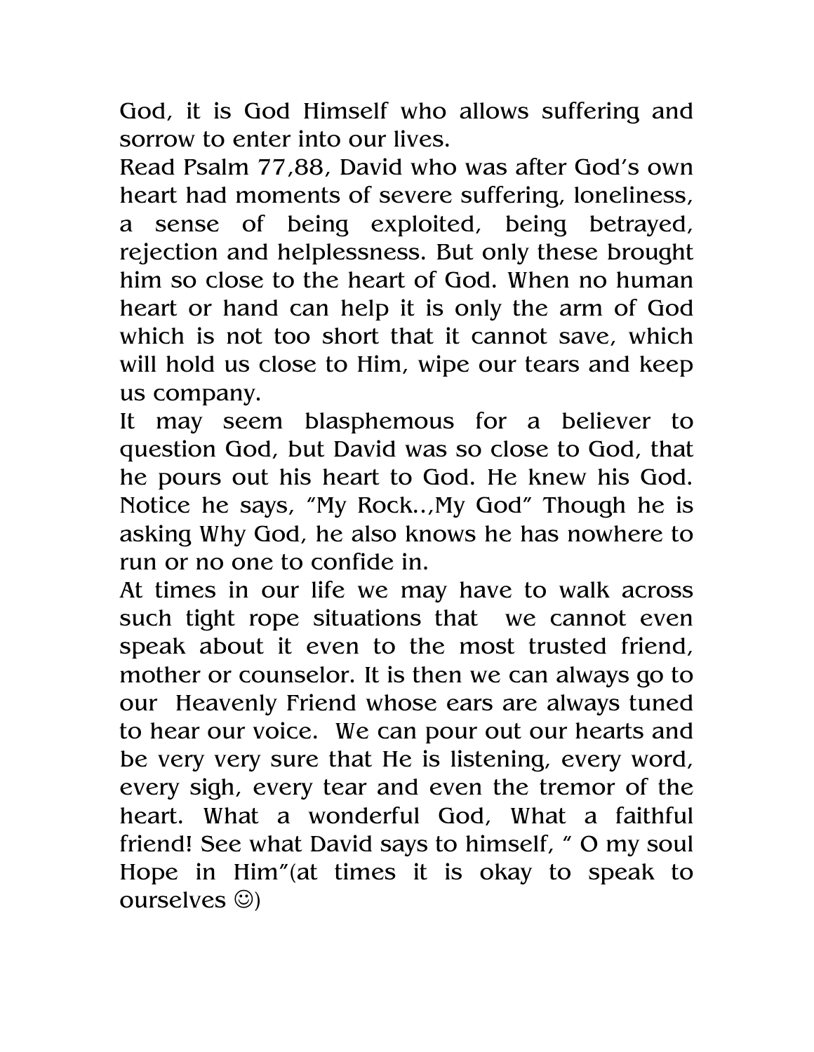God, it is God Himself who allows suffering and sorrow to enter into our lives.

Read Psalm 77,88, David who was after God's own heart had moments of severe suffering, loneliness, a sense of being exploited, being betrayed, rejection and helplessness. But only these brought him so close to the heart of God. When no human heart or hand can help it is only the arm of God which is not too short that it cannot save, which will hold us close to Him, wipe our tears and keep us company.

It may seem blasphemous for a believer to question God, but David was so close to God, that he pours out his heart to God. He knew his God. Notice he says, "My Rock..,My God" Though he is asking Why God, he also knows he has nowhere to run or no one to confide in.

At times in our life we may have to walk across such tight rope situations that we cannot even speak about it even to the most trusted friend, mother or counselor. It is then we can always go to our Heavenly Friend whose ears are always tuned to hear our voice. We can pour out our hearts and be very very sure that He is listening, every word, every sigh, every tear and even the tremor of the heart. What a wonderful God, What a faithful friend! See what David says to himself, " O my soul Hope in Him"(at times it is okay to speak to ourselves ☺)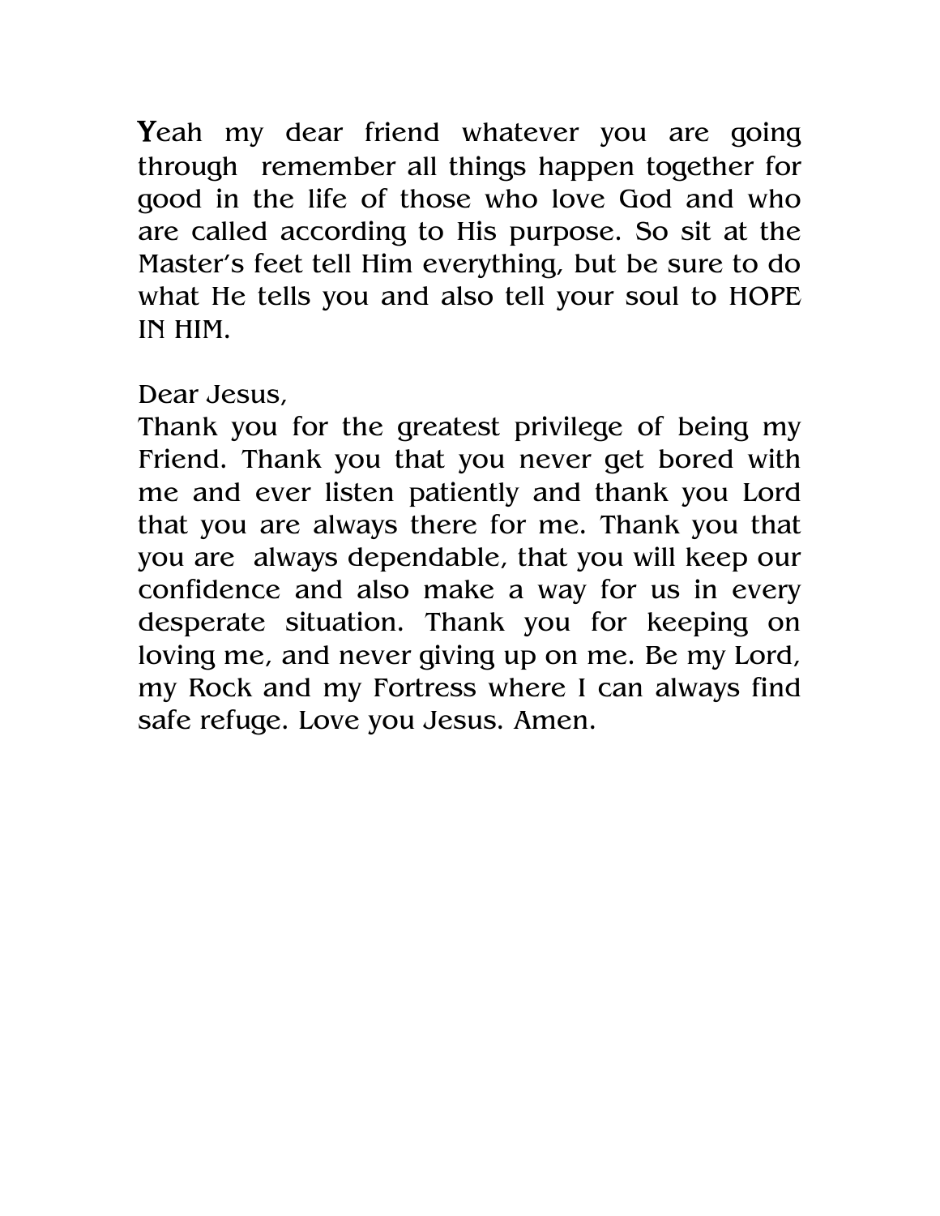Yeah my dear friend whatever you are going through remember all things happen together for good in the life of those who love God and who are called according to His purpose. So sit at the Master's feet tell Him everything, but be sure to do what He tells you and also tell your soul to HOPE IN HIM.

Dear Jesus,
Thank you for the greatest privilege of being my Friend. Thank you that you never get bored with me and ever listen patiently and thank you Lord that you are always there for me. Thank you that you are always dependable, that you will keep our confidence and also make a way for us in every desperate situation. Thank you for keeping on loving me, and never giving up on me. Be my Lord, my Rock and my Fortress where I can always find safe refuge. Love you Jesus. Amen.